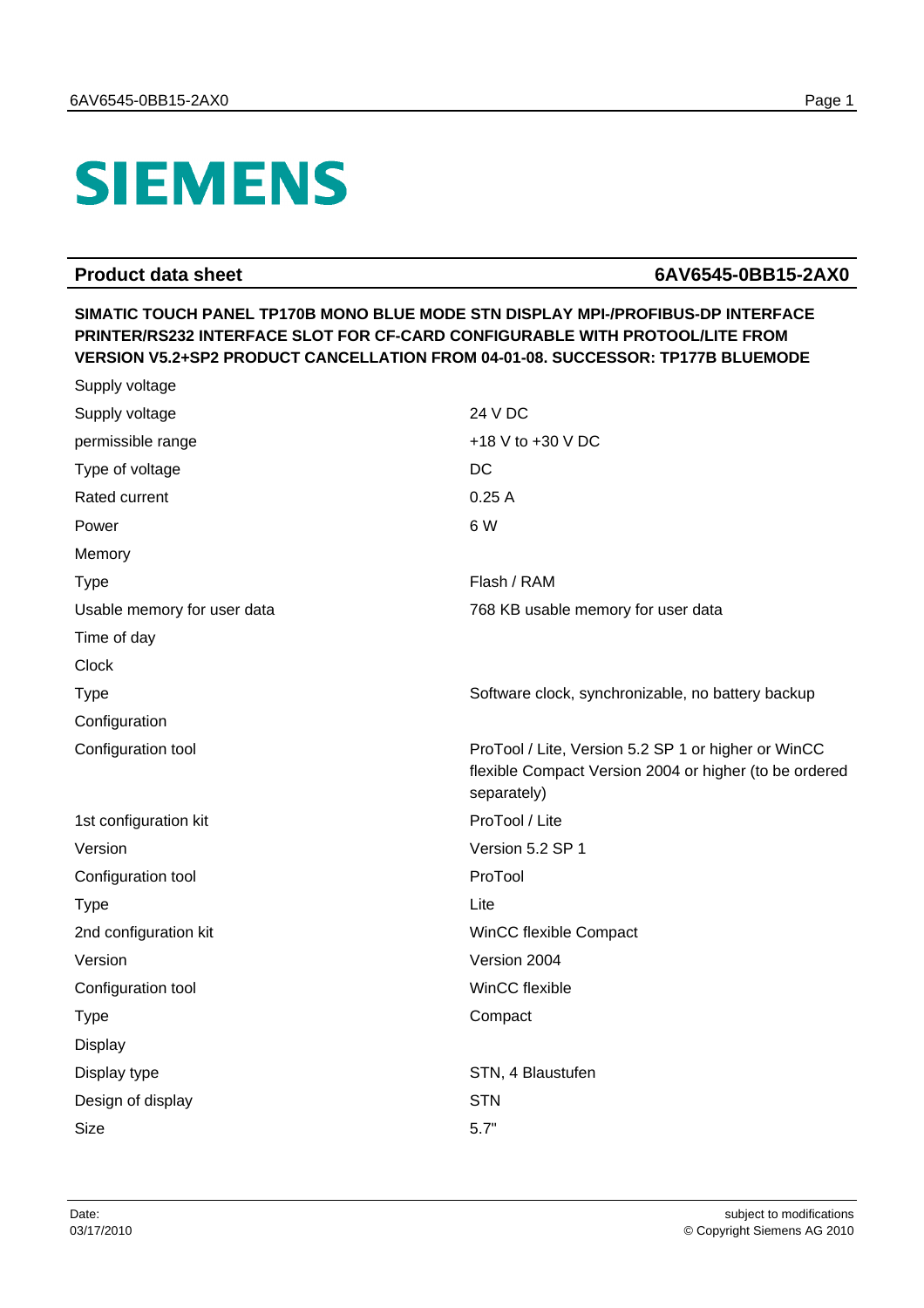SIEMENS

## Product data sheet 6AV6545-0BB15-2AX0

**SIMATIC TOUCH PANEL TP170B MONO BLUE MODE STN DISPLAY MPI-/PROFIBUS-DP INTERFACE PRINTER/RS232 INTERFACE SLOT FOR CF-CARD CONFIGURABLE WITH PROTOOL/LITE FROM VERSION V5.2+SP2 PRODUCT CANCELLATION FROM 04-01-08. SUCCESSOR: TP177B BLUEMODE**

| | |
|---|---|
| Supply voltage | |
| Supply voltage | 24 V DC |
| permissible range | +18 V to +30 V DC |
| Type of voltage | DC |
| Rated current | 0.25 A |
| Power | 6 W |
| Memory | |
| Type | Flash / RAM |
| Usable memory for user data | 768 KB usable memory for user data |
| Time of day | |
| Clock | |
| Type | Software clock, synchronizable, no battery backup |
| Configuration | |
| Configuration tool | ProTool / Lite, Version 5.2 SP 1 or higher or WinCC flexible Compact Version 2004 or higher (to be ordered separately) |
| 1st configuration kit | ProTool / Lite |
| Version | Version 5.2 SP 1 |
| Configuration tool | ProTool |
| Type | Lite |
| 2nd configuration kit | WinCC flexible Compact |
| Version | Version 2004 |
| Configuration tool | WinCC flexible |
| Type | Compact |
| Display | |
| Display type | STN, 4 Blaustufen |
| Design of display | STN |
| Size | 5.7" |

Date:
03/17/2010

subject to modifications
© Copyright Siemens AG 2010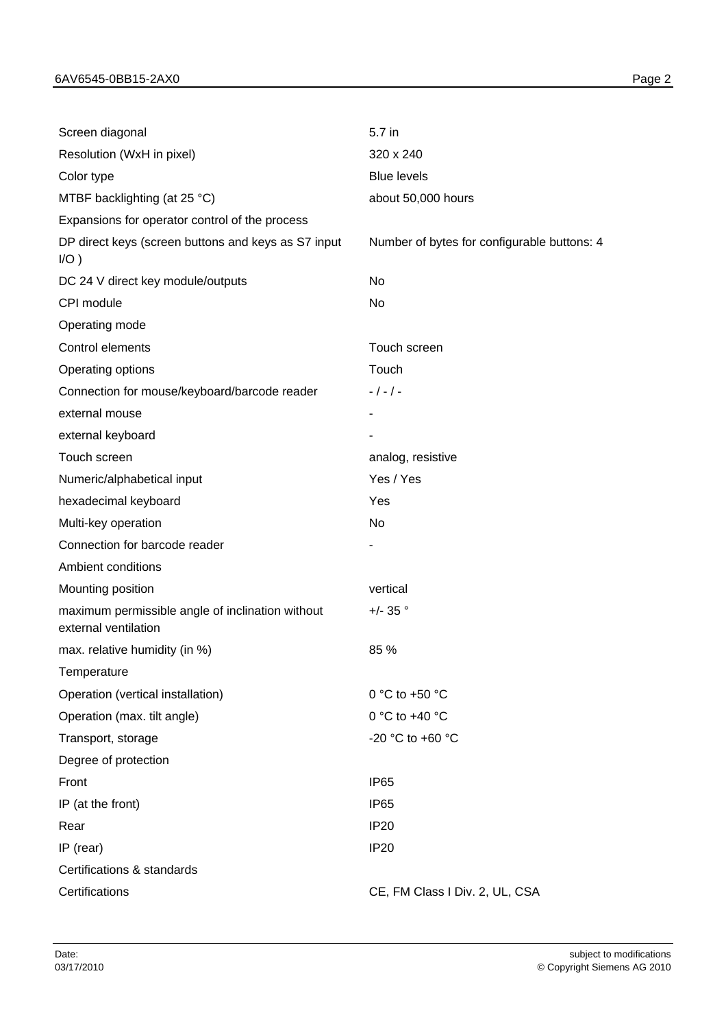| | |
|---|---|
| Screen diagonal | 5.7 in |
| Resolution (WxH in pixel) | 320 x 240 |
| Color type | Blue levels |
| MTBF backlighting (at 25 °C) | about 50,000 hours |
| Expansions for operator control of the process | |
| DP direct keys (screen buttons and keys as S7 input I/O ) | Number of bytes for configurable buttons: 4 |
| DC 24 V direct key module/outputs | No |
| CPI module | No |
| Operating mode | |
| Control elements | Touch screen |
| Operating options | Touch |
| Connection for mouse/keyboard/barcode reader | - / - / - |
| external mouse | - |
| external keyboard | - |
| Touch screen | analog, resistive |
| Numeric/alphabetical input | Yes / Yes |
| hexadecimal keyboard | Yes |
| Multi-key operation | No |
| Connection for barcode reader | - |
| Ambient conditions | |
| Mounting position | vertical |
| maximum permissible angle of inclination without external ventilation | +/- 35 ° |
| max. relative humidity (in %) | 85 % |
| Temperature | |
| Operation (vertical installation) | 0 °C to +50 °C |
| Operation (max. tilt angle) | 0 °C to +40 °C |
| Transport, storage | -20 °C to +60 °C |
| Degree of protection | |
| Front | IP65 |
| IP (at the front) | IP65 |
| Rear | IP20 |
| IP (rear) | IP20 |
| Certifications & standards | |
| Certifications | CE, FM Class I Div. 2, UL, CSA |

Date:
03/17/2010

subject to modifications
© Copyright Siemens AG 2010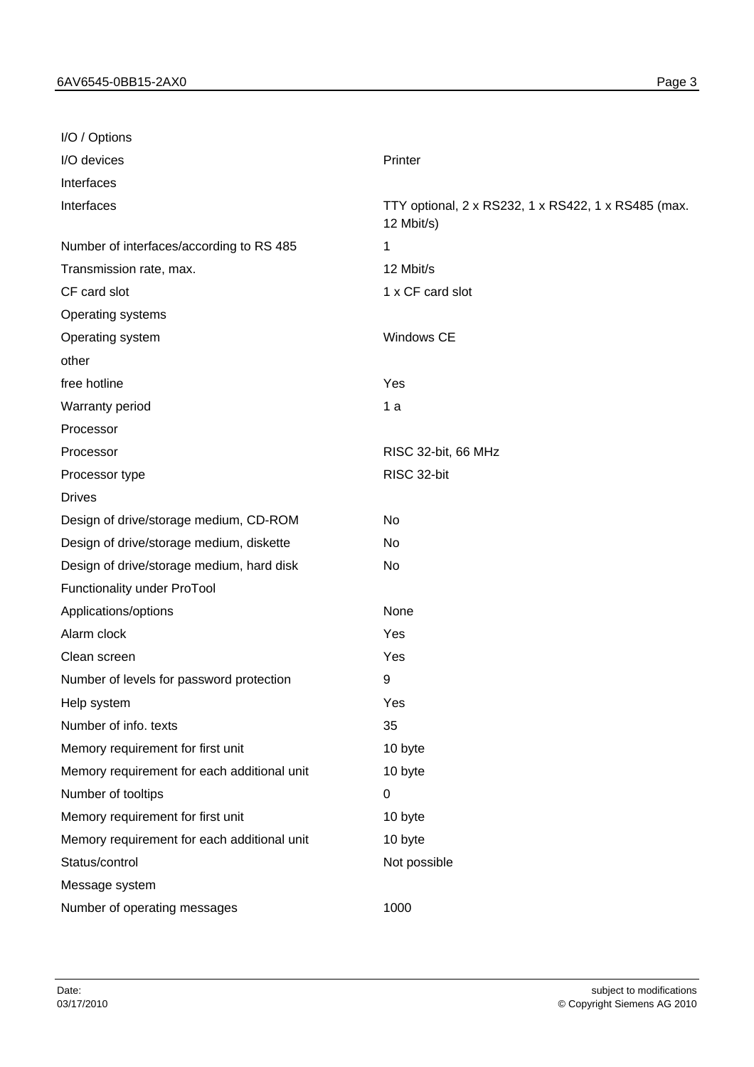| | |
|---|---|
| I/O / Options | |
| I/O devices | Printer |
| Interfaces | |
| Interfaces | TTY optional, 2 x RS232, 1 x RS422, 1 x RS485 (max. 12 Mbit/s) |
| Number of interfaces/according to RS 485 | 1 |
| Transmission rate, max. | 12 Mbit/s |
| CF card slot | 1 x CF card slot |
| Operating systems | |
| Operating system | Windows CE |
| other | |
| free hotline | Yes |
| Warranty period | 1 a |
| Processor | |
| Processor | RISC 32-bit, 66 MHz |
| Processor type | RISC 32-bit |
| Drives | |
| Design of drive/storage medium, CD-ROM | No |
| Design of drive/storage medium, diskette | No |
| Design of drive/storage medium, hard disk | No |
| Functionality under ProTool | |
| Applications/options | None |
| Alarm clock | Yes |
| Clean screen | Yes |
| Number of levels for password protection | 9 |
| Help system | Yes |
| Number of info. texts | 35 |
| Memory requirement for first unit | 10 byte |
| Memory requirement for each additional unit | 10 byte |
| Number of tooltips | 0 |
| Memory requirement for first unit | 10 byte |
| Memory requirement for each additional unit | 10 byte |
| Status/control | Not possible |
| Message system | |
| Number of operating messages | 1000 |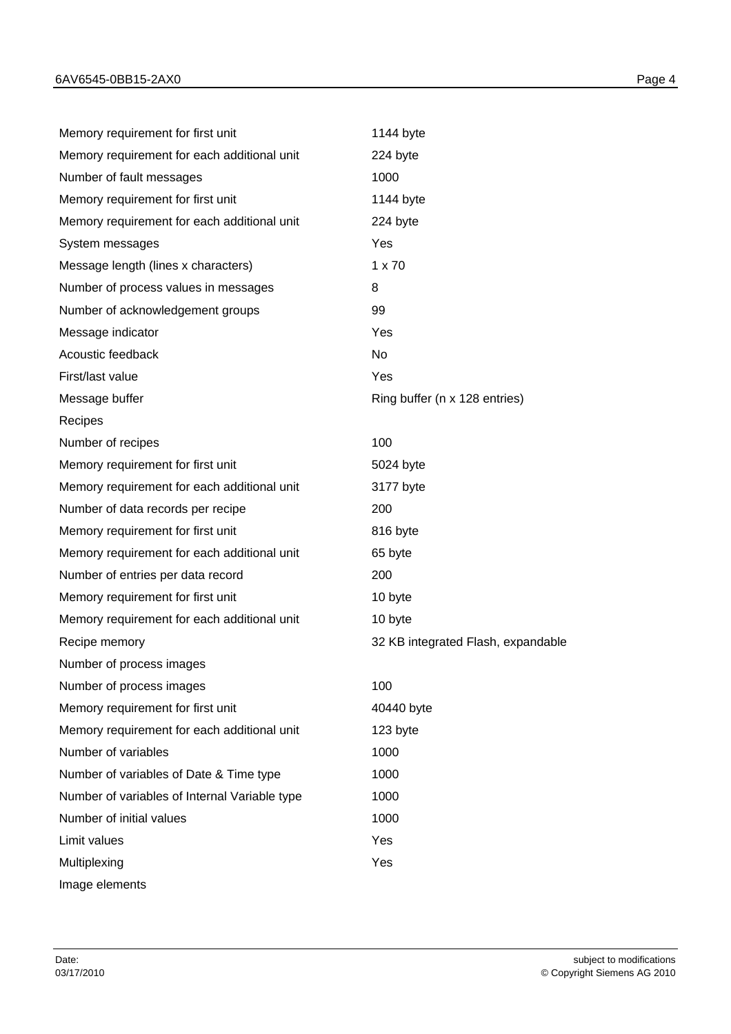| | |
|---|---|
| Memory requirement for first unit | 1144 byte |
| Memory requirement for each additional unit | 224 byte |
| Number of fault messages | 1000 |
| Memory requirement for first unit | 1144 byte |
| Memory requirement for each additional unit | 224 byte |
| System messages | Yes |
| Message length (lines x characters) | 1 x 70 |
| Number of process values in messages | 8 |
| Number of acknowledgement groups | 99 |
| Message indicator | Yes |
| Acoustic feedback | No |
| First/last value | Yes |
| Message buffer | Ring buffer (n x 128 entries) |
| Recipes | |
| Number of recipes | 100 |
| Memory requirement for first unit | 5024 byte |
| Memory requirement for each additional unit | 3177 byte |
| Number of data records per recipe | 200 |
| Memory requirement for first unit | 816 byte |
| Memory requirement for each additional unit | 65 byte |
| Number of entries per data record | 200 |
| Memory requirement for first unit | 10 byte |
| Memory requirement for each additional unit | 10 byte |
| Recipe memory | 32 KB integrated Flash, expandable |
| Number of process images | |
| Number of process images | 100 |
| Memory requirement for first unit | 40440 byte |
| Memory requirement for each additional unit | 123 byte |
| Number of variables | 1000 |
| Number of variables of Date & Time type | 1000 |
| Number of variables of Internal Variable type | 1000 |
| Number of initial values | 1000 |
| Limit values | Yes |
| Multiplexing | Yes |
| Image elements | |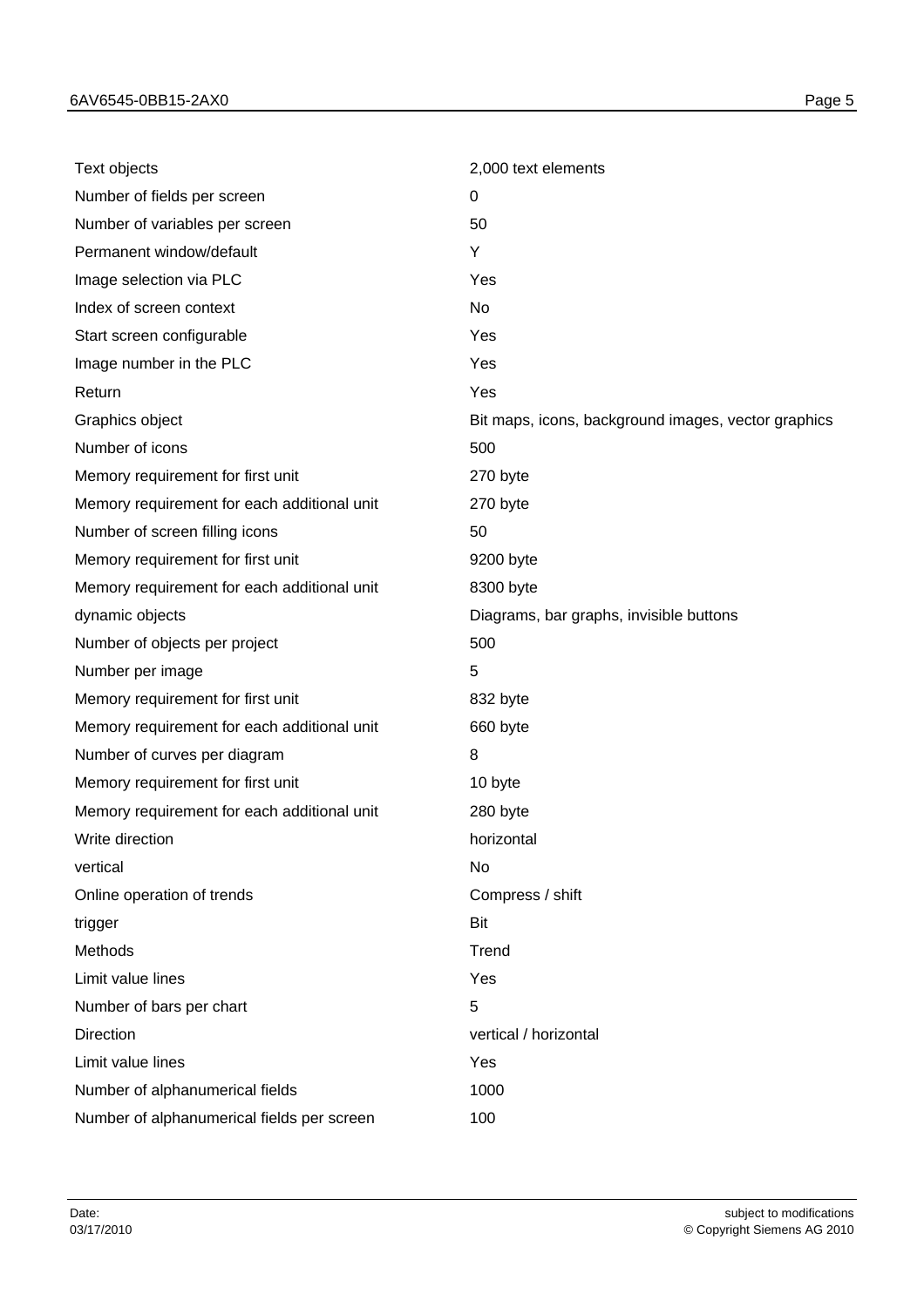| | |
|---|---|
| Text objects | 2,000 text elements |
| Number of fields per screen | 0 |
| Number of variables per screen | 50 |
| Permanent window/default | Y |
| Image selection via PLC | Yes |
| Index of screen context | No |
| Start screen configurable | Yes |
| Image number in the PLC | Yes |
| Return | Yes |
| Graphics object | Bit maps, icons, background images, vector graphics |
| Number of icons | 500 |
| Memory requirement for first unit | 270 byte |
| Memory requirement for each additional unit | 270 byte |
| Number of screen filling icons | 50 |
| Memory requirement for first unit | 9200 byte |
| Memory requirement for each additional unit | 8300 byte |
| dynamic objects | Diagrams, bar graphs, invisible buttons |
| Number of objects per project | 500 |
| Number per image | 5 |
| Memory requirement for first unit | 832 byte |
| Memory requirement for each additional unit | 660 byte |
| Number of curves per diagram | 8 |
| Memory requirement for first unit | 10 byte |
| Memory requirement for each additional unit | 280 byte |
| Write direction | horizontal |
| vertical | No |
| Online operation of trends | Compress / shift |
| trigger | Bit |
| Methods | Trend |
| Limit value lines | Yes |
| Number of bars per chart | 5 |
| Direction | vertical / horizontal |
| Limit value lines | Yes |
| Number of alphanumerical fields | 1000 |
| Number of alphanumerical fields per screen | 100 |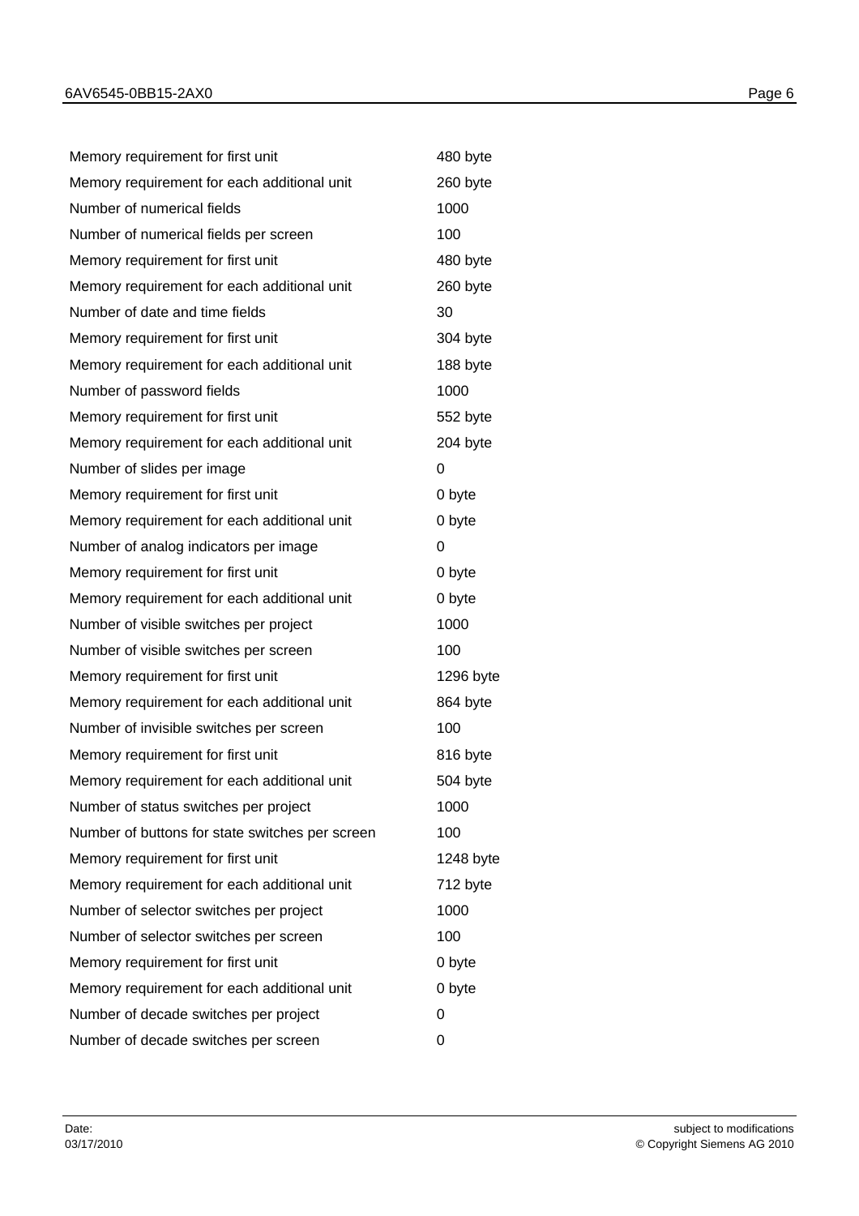| | |
|---|---|
| Memory requirement for first unit | 480 byte |
| Memory requirement for each additional unit | 260 byte |
| Number of numerical fields | 1000 |
| Number of numerical fields per screen | 100 |
| Memory requirement for first unit | 480 byte |
| Memory requirement for each additional unit | 260 byte |
| Number of date and time fields | 30 |
| Memory requirement for first unit | 304 byte |
| Memory requirement for each additional unit | 188 byte |
| Number of password fields | 1000 |
| Memory requirement for first unit | 552 byte |
| Memory requirement for each additional unit | 204 byte |
| Number of slides per image | 0 |
| Memory requirement for first unit | 0 byte |
| Memory requirement for each additional unit | 0 byte |
| Number of analog indicators per image | 0 |
| Memory requirement for first unit | 0 byte |
| Memory requirement for each additional unit | 0 byte |
| Number of visible switches per project | 1000 |
| Number of visible switches per screen | 100 |
| Memory requirement for first unit | 1296 byte |
| Memory requirement for each additional unit | 864 byte |
| Number of invisible switches per screen | 100 |
| Memory requirement for first unit | 816 byte |
| Memory requirement for each additional unit | 504 byte |
| Number of status switches per project | 1000 |
| Number of buttons for state switches per screen | 100 |
| Memory requirement for first unit | 1248 byte |
| Memory requirement for each additional unit | 712 byte |
| Number of selector switches per project | 1000 |
| Number of selector switches per screen | 100 |
| Memory requirement for first unit | 0 byte |
| Memory requirement for each additional unit | 0 byte |
| Number of decade switches per project | 0 |
| Number of decade switches per screen | 0 |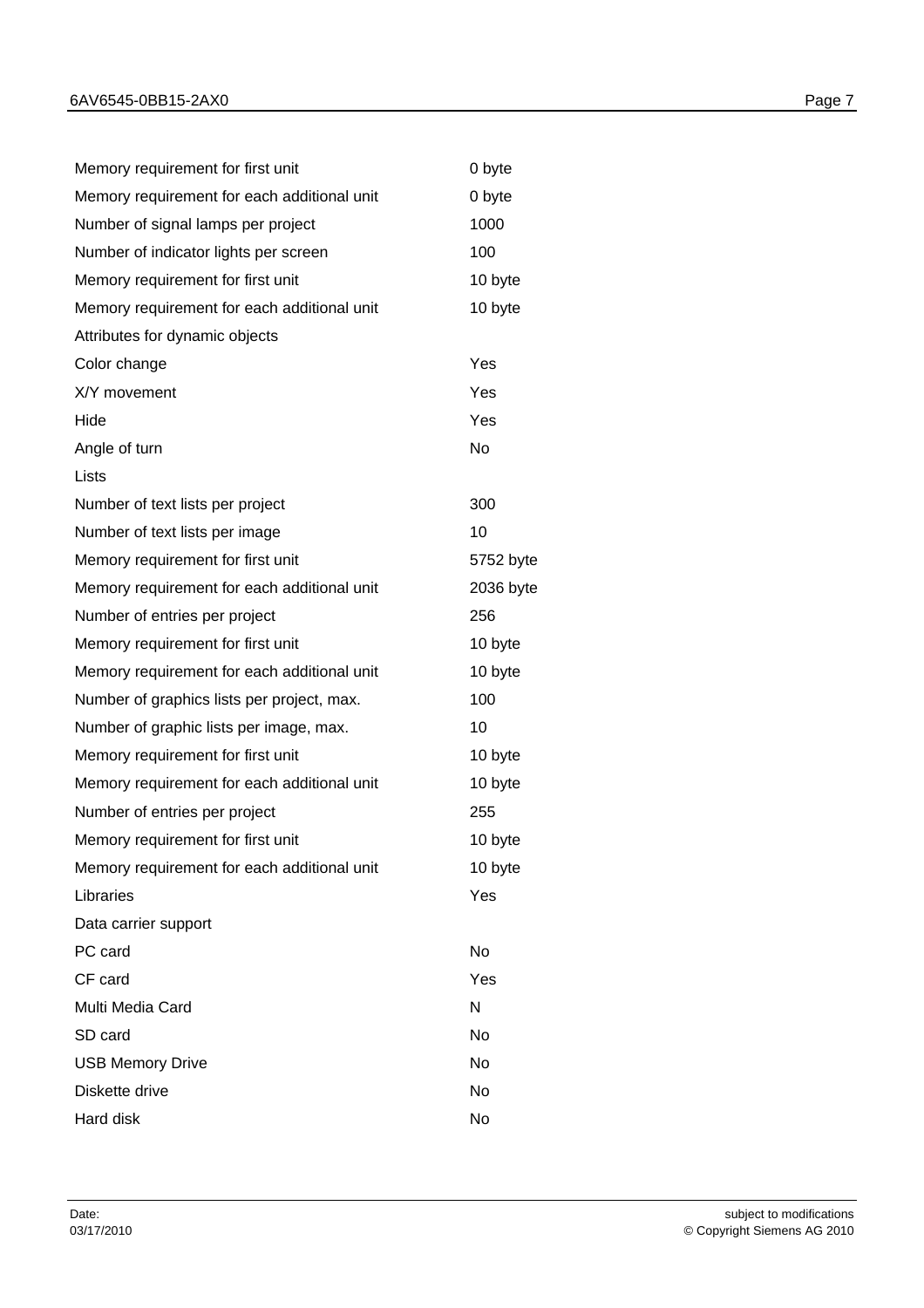| | |
|---|---|
| Memory requirement for first unit | 0 byte |
| Memory requirement for each additional unit | 0 byte |
| Number of signal lamps per project | 1000 |
| Number of indicator lights per screen | 100 |
| Memory requirement for first unit | 10 byte |
| Memory requirement for each additional unit | 10 byte |
| Attributes for dynamic objects | |
| Color change | Yes |
| X/Y movement | Yes |
| Hide | Yes |
| Angle of turn | No |
| Lists | |
| Number of text lists per project | 300 |
| Number of text lists per image | 10 |
| Memory requirement for first unit | 5752 byte |
| Memory requirement for each additional unit | 2036 byte |
| Number of entries per project | 256 |
| Memory requirement for first unit | 10 byte |
| Memory requirement for each additional unit | 10 byte |
| Number of graphics lists per project, max. | 100 |
| Number of graphic lists per image, max. | 10 |
| Memory requirement for first unit | 10 byte |
| Memory requirement for each additional unit | 10 byte |
| Number of entries per project | 255 |
| Memory requirement for first unit | 10 byte |
| Memory requirement for each additional unit | 10 byte |
| Libraries | Yes |
| Data carrier support | |
| PC card | No |
| CF card | Yes |
| Multi Media Card | N |
| SD card | No |
| USB Memory Drive | No |
| Diskette drive | No |
| Hard disk | No |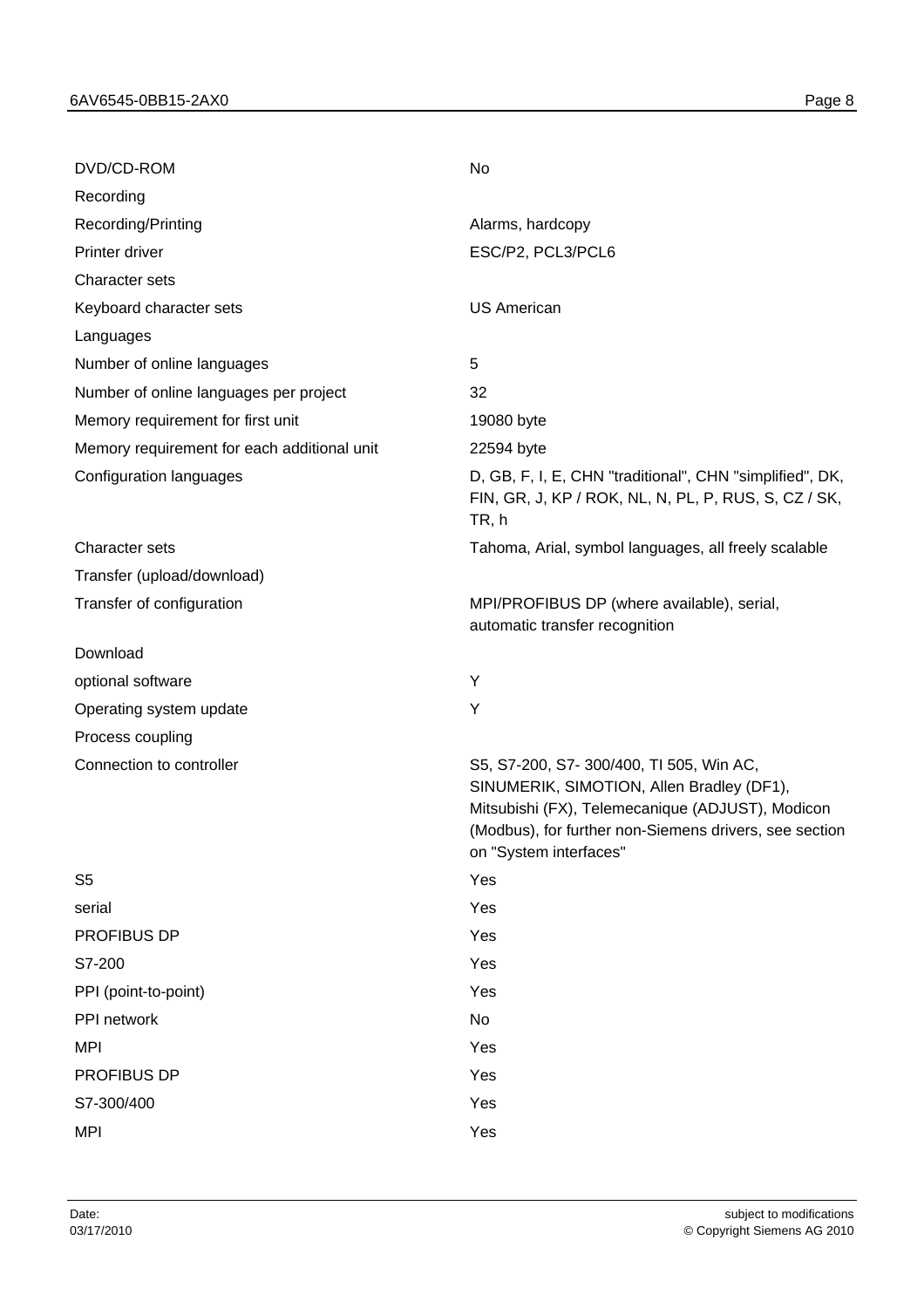| | |
|---|---|
| DVD/CD-ROM | No |
| Recording | |
| Recording/Printing | Alarms, hardcopy |
| Printer driver | ESC/P2, PCL3/PCL6 |
| Character sets | |
| Keyboard character sets | US American |
| Languages | |
| Number of online languages | 5 |
| Number of online languages per project | 32 |
| Memory requirement for first unit | 19080 byte |
| Memory requirement for each additional unit | 22594 byte |
| Configuration languages | D, GB, F, I, E, CHN "traditional", CHN "simplified", DK, FIN, GR, J, KP / ROK, NL, N, PL, P, RUS, S, CZ / SK, TR, h |
| Character sets | Tahoma, Arial, symbol languages, all freely scalable |
| Transfer (upload/download) | |
| Transfer of configuration | MPI/PROFIBUS DP (where available), serial, automatic transfer recognition |
| Download | |
| optional software | Y |
| Operating system update | Y |
| Process coupling | |
| Connection to controller | S5, S7-200, S7- 300/400, TI 505, Win AC, SINUMERIK, SIMOTION, Allen Bradley (DF1), Mitsubishi (FX), Telemecanique (ADJUST), Modicon (Modbus), for further non-Siemens drivers, see section on "System interfaces" |
| S5 | Yes |
| serial | Yes |
| PROFIBUS DP | Yes |
| S7-200 | Yes |
| PPI (point-to-point) | Yes |
| PPI network | No |
| MPI | Yes |
| PROFIBUS DP | Yes |
| S7-300/400 | Yes |
| MPI | Yes |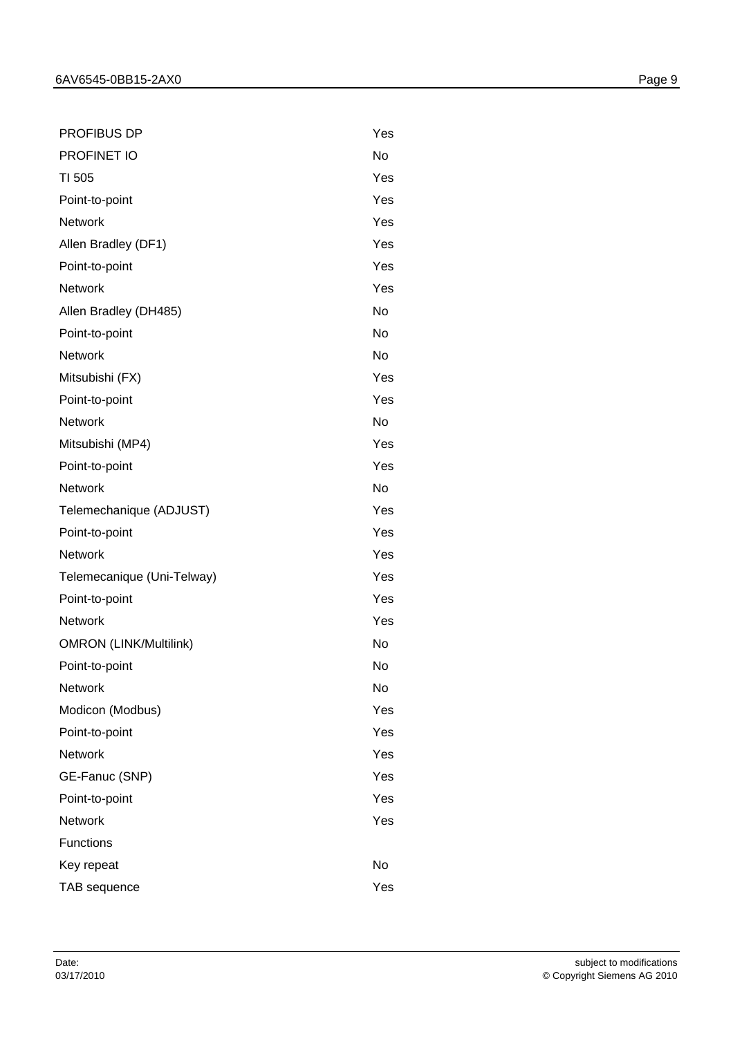| | |
|---|---|
| PROFIBUS DP | Yes |
| PROFINET IO | No |
| TI 505 | Yes |
| Point-to-point | Yes |
| Network | Yes |
| Allen Bradley (DF1) | Yes |
| Point-to-point | Yes |
| Network | Yes |
| Allen Bradley (DH485) | No |
| Point-to-point | No |
| Network | No |
| Mitsubishi (FX) | Yes |
| Point-to-point | Yes |
| Network | No |
| Mitsubishi (MP4) | Yes |
| Point-to-point | Yes |
| Network | No |
| Telemechanique (ADJUST) | Yes |
| Point-to-point | Yes |
| Network | Yes |
| Telemecanique (Uni-Telway) | Yes |
| Point-to-point | Yes |
| Network | Yes |
| OMRON (LINK/Multilink) | No |
| Point-to-point | No |
| Network | No |
| Modicon (Modbus) | Yes |
| Point-to-point | Yes |
| Network | Yes |
| GE-Fanuc (SNP) | Yes |
| Point-to-point | Yes |
| Network | Yes |
| Functions | |
| Key repeat | No |
| TAB sequence | Yes |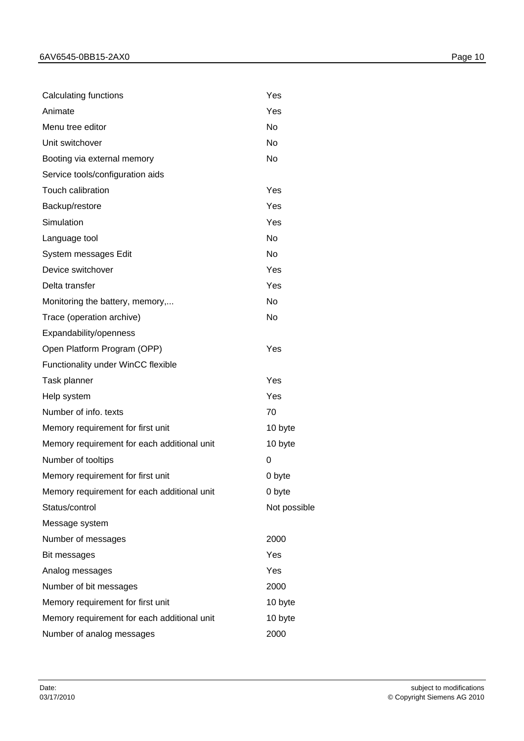| | |
|---|---|
| Calculating functions | Yes |
| Animate | Yes |
| Menu tree editor | No |
| Unit switchover | No |
| Booting via external memory | No |
| Service tools/configuration aids | |
| Touch calibration | Yes |
| Backup/restore | Yes |
| Simulation | Yes |
| Language tool | No |
| System messages Edit | No |
| Device switchover | Yes |
| Delta transfer | Yes |
| Monitoring the battery, memory,... | No |
| Trace (operation archive) | No |
| Expandability/openness | |
| Open Platform Program (OPP) | Yes |
| Functionality under WinCC flexible | |
| Task planner | Yes |
| Help system | Yes |
| Number of info. texts | 70 |
| Memory requirement for first unit | 10 byte |
| Memory requirement for each additional unit | 10 byte |
| Number of tooltips | 0 |
| Memory requirement for first unit | 0 byte |
| Memory requirement for each additional unit | 0 byte |
| Status/control | Not possible |
| Message system | |
| Number of messages | 2000 |
| Bit messages | Yes |
| Analog messages | Yes |
| Number of bit messages | 2000 |
| Memory requirement for first unit | 10 byte |
| Memory requirement for each additional unit | 10 byte |
| Number of analog messages | 2000 |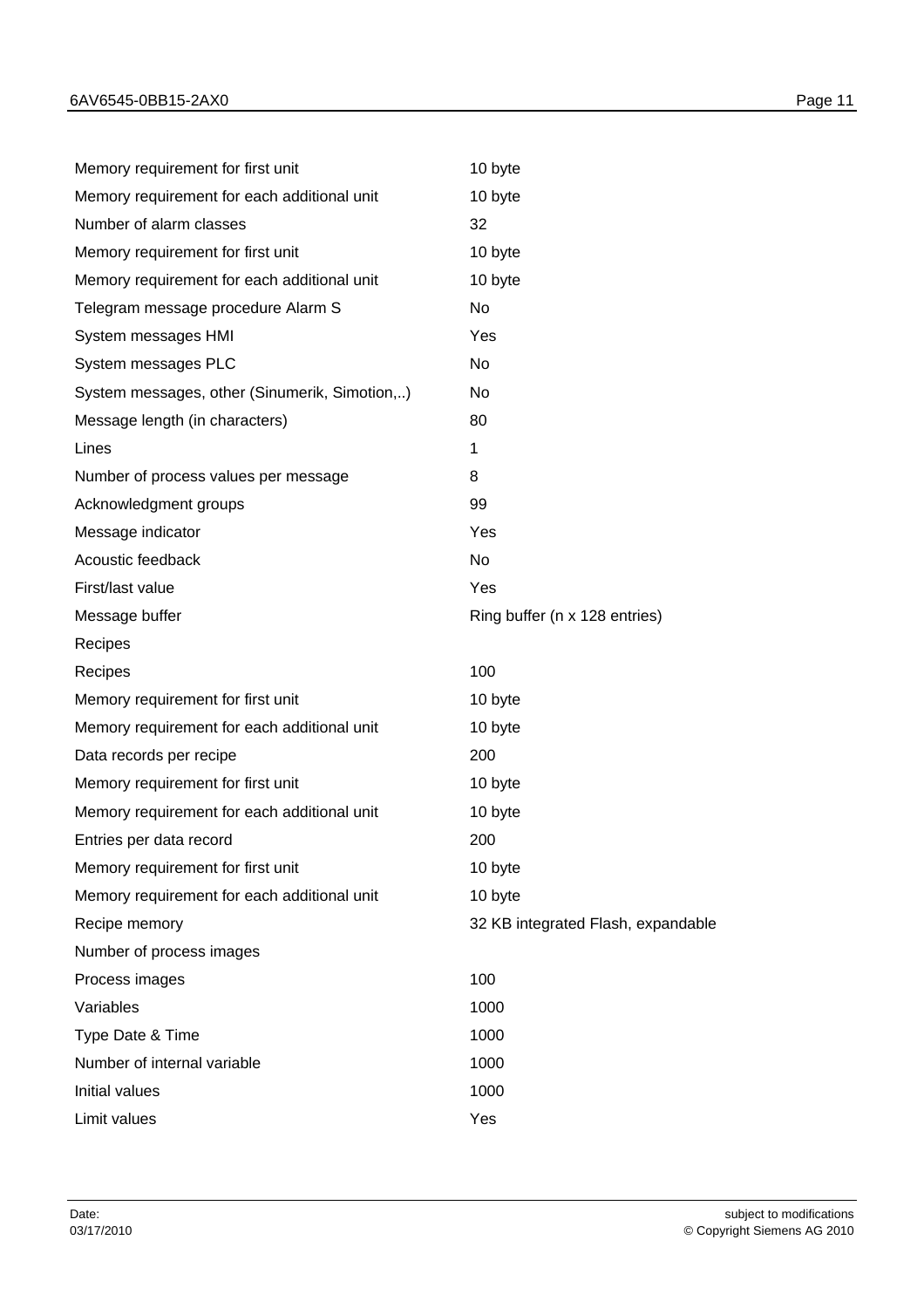| | |
|---|---|
| Memory requirement for first unit | 10 byte |
| Memory requirement for each additional unit | 10 byte |
| Number of alarm classes | 32 |
| Memory requirement for first unit | 10 byte |
| Memory requirement for each additional unit | 10 byte |
| Telegram message procedure Alarm S | No |
| System messages HMI | Yes |
| System messages PLC | No |
| System messages, other (Sinumerik, Simotion,..) | No |
| Message length (in characters) | 80 |
| Lines | 1 |
| Number of process values per message | 8 |
| Acknowledgment groups | 99 |
| Message indicator | Yes |
| Acoustic feedback | No |
| First/last value | Yes |
| Message buffer | Ring buffer (n x 128 entries) |
| Recipes | |
| Recipes | 100 |
| Memory requirement for first unit | 10 byte |
| Memory requirement for each additional unit | 10 byte |
| Data records per recipe | 200 |
| Memory requirement for first unit | 10 byte |
| Memory requirement for each additional unit | 10 byte |
| Entries per data record | 200 |
| Memory requirement for first unit | 10 byte |
| Memory requirement for each additional unit | 10 byte |
| Recipe memory | 32 KB integrated Flash, expandable |
| Number of process images | |
| Process images | 100 |
| Variables | 1000 |
| Type Date & Time | 1000 |
| Number of internal variable | 1000 |
| Initial values | 1000 |
| Limit values | Yes |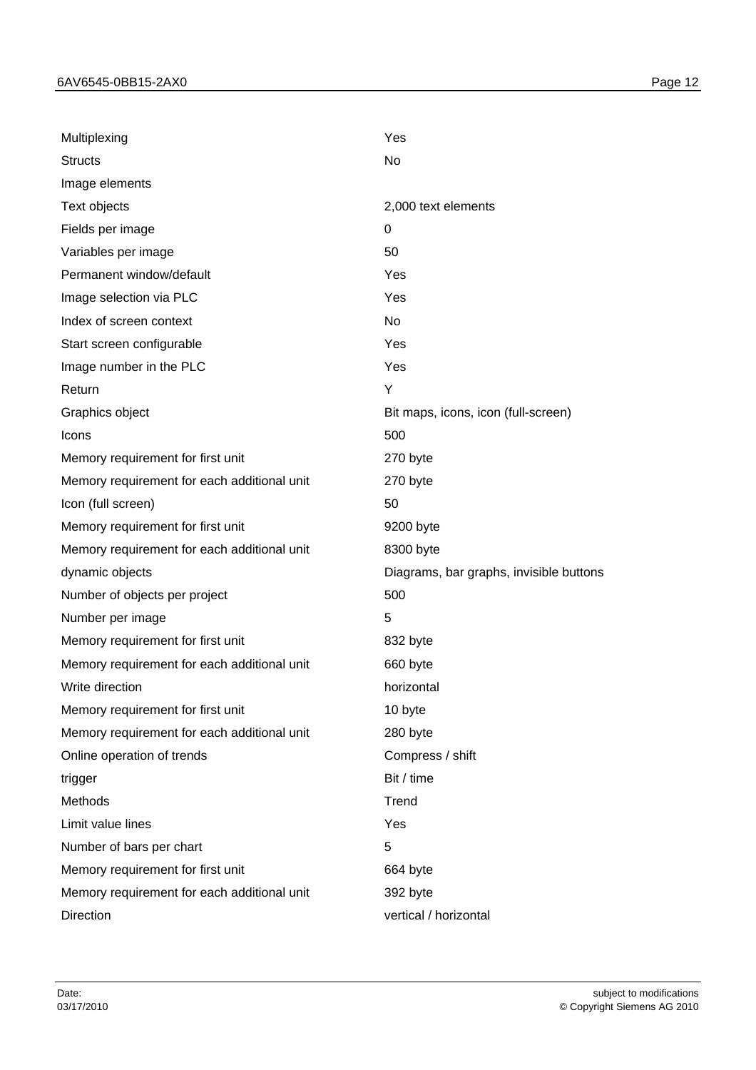| | |
|---|---|
| Multiplexing | Yes |
| Structs | No |
| Image elements | |
| Text objects | 2,000 text elements |
| Fields per image | 0 |
| Variables per image | 50 |
| Permanent window/default | Yes |
| Image selection via PLC | Yes |
| Index of screen context | No |
| Start screen configurable | Yes |
| Image number in the PLC | Yes |
| Return | Y |
| Graphics object | Bit maps, icons, icon (full-screen) |
| Icons | 500 |
| Memory requirement for first unit | 270 byte |
| Memory requirement for each additional unit | 270 byte |
| Icon (full screen) | 50 |
| Memory requirement for first unit | 9200 byte |
| Memory requirement for each additional unit | 8300 byte |
| dynamic objects | Diagrams, bar graphs, invisible buttons |
| Number of objects per project | 500 |
| Number per image | 5 |
| Memory requirement for first unit | 832 byte |
| Memory requirement for each additional unit | 660 byte |
| Write direction | horizontal |
| Memory requirement for first unit | 10 byte |
| Memory requirement for each additional unit | 280 byte |
| Online operation of trends | Compress / shift |
| trigger | Bit / time |
| Methods | Trend |
| Limit value lines | Yes |
| Number of bars per chart | 5 |
| Memory requirement for first unit | 664 byte |
| Memory requirement for each additional unit | 392 byte |
| Direction | vertical / horizontal |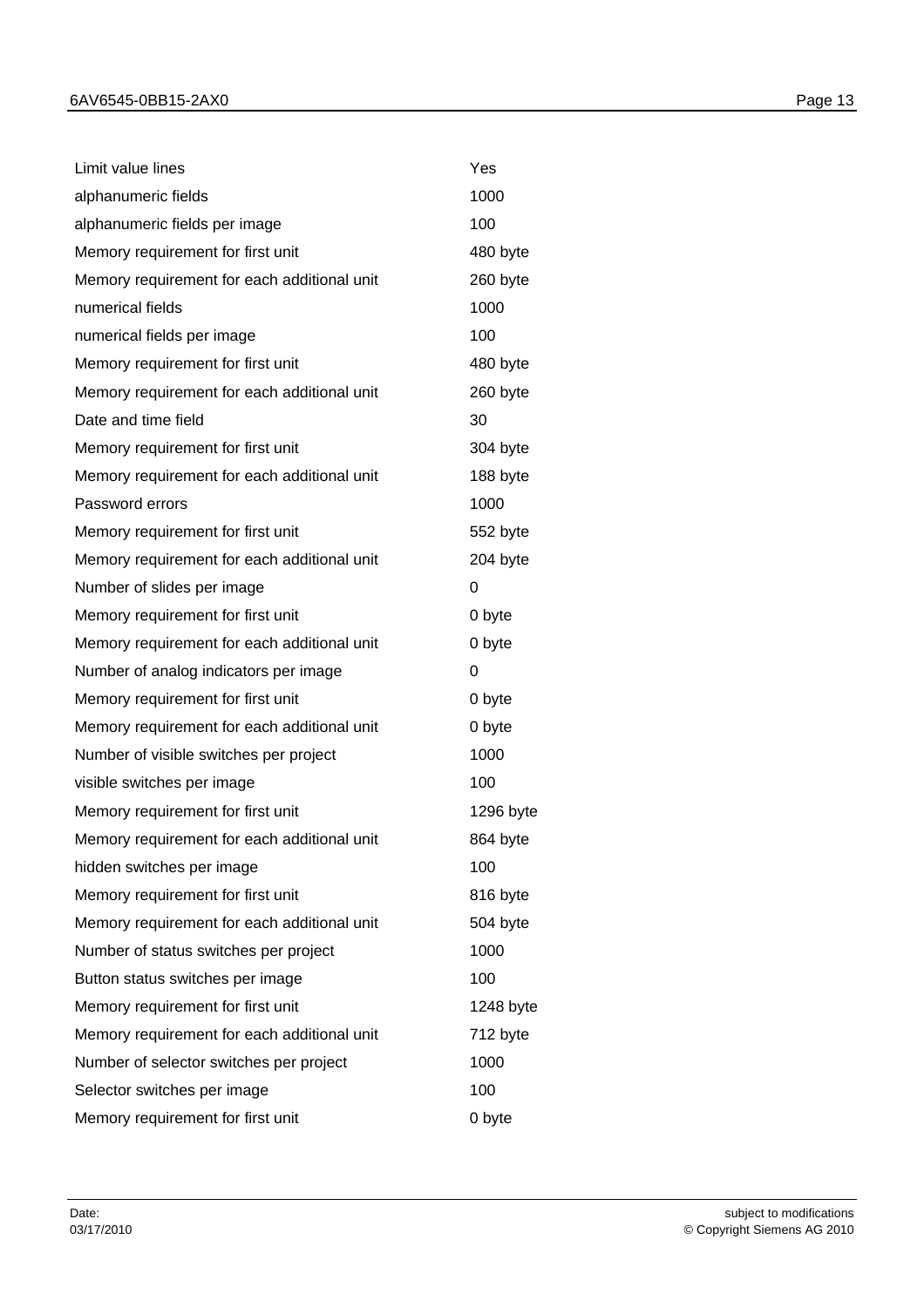| | |
|---|---|
| Limit value lines | Yes |
| alphanumeric fields | 1000 |
| alphanumeric fields per image | 100 |
| Memory requirement for first unit | 480 byte |
| Memory requirement for each additional unit | 260 byte |
| numerical fields | 1000 |
| numerical fields per image | 100 |
| Memory requirement for first unit | 480 byte |
| Memory requirement for each additional unit | 260 byte |
| Date and time field | 30 |
| Memory requirement for first unit | 304 byte |
| Memory requirement for each additional unit | 188 byte |
| Password errors | 1000 |
| Memory requirement for first unit | 552 byte |
| Memory requirement for each additional unit | 204 byte |
| Number of slides per image | 0 |
| Memory requirement for first unit | 0 byte |
| Memory requirement for each additional unit | 0 byte |
| Number of analog indicators per image | 0 |
| Memory requirement for first unit | 0 byte |
| Memory requirement for each additional unit | 0 byte |
| Number of visible switches per project | 1000 |
| visible switches per image | 100 |
| Memory requirement for first unit | 1296 byte |
| Memory requirement for each additional unit | 864 byte |
| hidden switches per image | 100 |
| Memory requirement for first unit | 816 byte |
| Memory requirement for each additional unit | 504 byte |
| Number of status switches per project | 1000 |
| Button status switches per image | 100 |
| Memory requirement for first unit | 1248 byte |
| Memory requirement for each additional unit | 712 byte |
| Number of selector switches per project | 1000 |
| Selector switches per image | 100 |
| Memory requirement for first unit | 0 byte |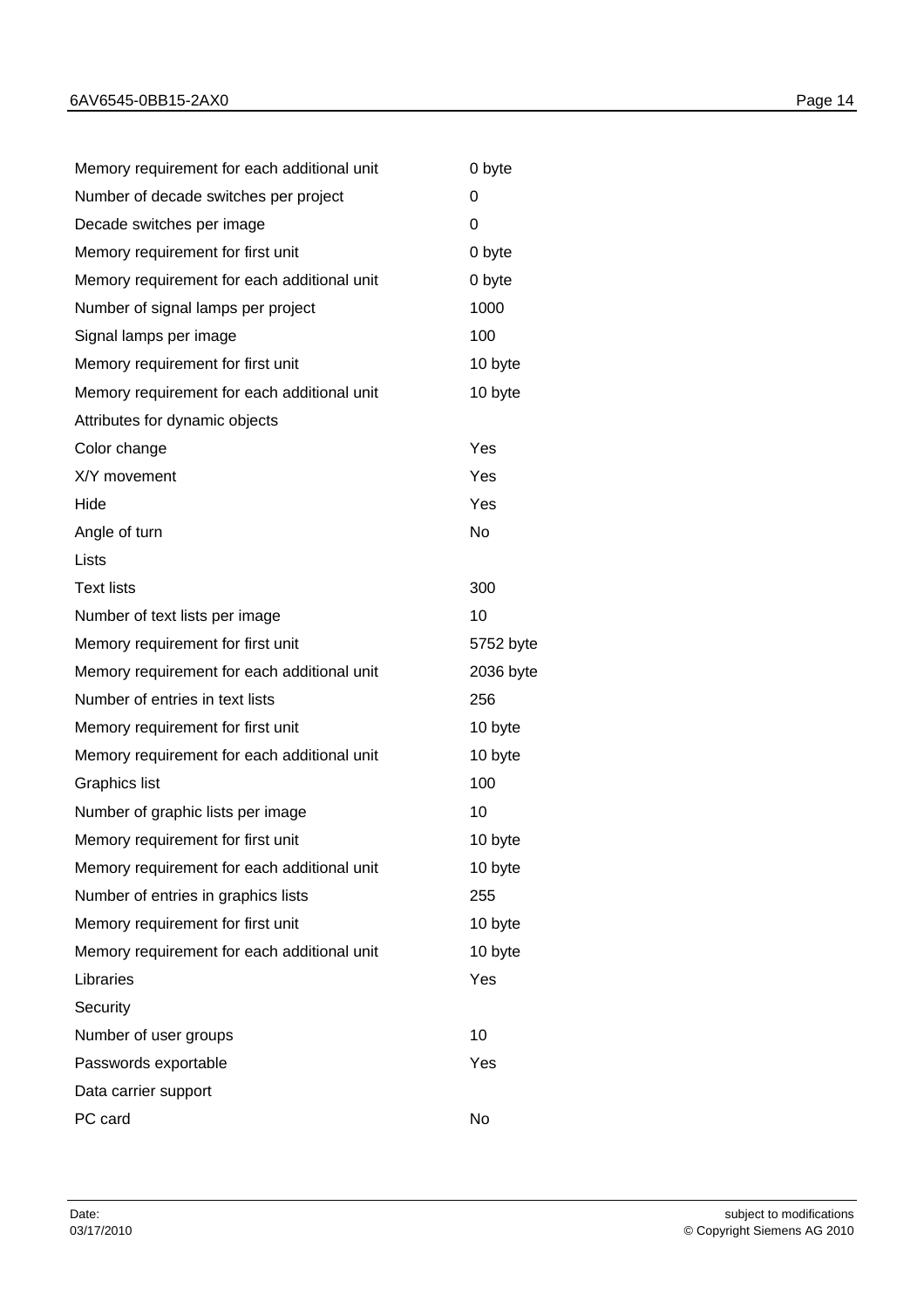| | |
|---|---|
| Memory requirement for each additional unit | 0 byte |
| Number of decade switches per project | 0 |
| Decade switches per image | 0 |
| Memory requirement for first unit | 0 byte |
| Memory requirement for each additional unit | 0 byte |
| Number of signal lamps per project | 1000 |
| Signal lamps per image | 100 |
| Memory requirement for first unit | 10 byte |
| Memory requirement for each additional unit | 10 byte |
| Attributes for dynamic objects | |
| Color change | Yes |
| X/Y movement | Yes |
| Hide | Yes |
| Angle of turn | No |
| Lists | |
| Text lists | 300 |
| Number of text lists per image | 10 |
| Memory requirement for first unit | 5752 byte |
| Memory requirement for each additional unit | 2036 byte |
| Number of entries in text lists | 256 |
| Memory requirement for first unit | 10 byte |
| Memory requirement for each additional unit | 10 byte |
| Graphics list | 100 |
| Number of graphic lists per image | 10 |
| Memory requirement for first unit | 10 byte |
| Memory requirement for each additional unit | 10 byte |
| Number of entries in graphics lists | 255 |
| Memory requirement for first unit | 10 byte |
| Memory requirement for each additional unit | 10 byte |
| Libraries | Yes |
| Security | |
| Number of user groups | 10 |
| Passwords exportable | Yes |
| Data carrier support | |
| PC card | No |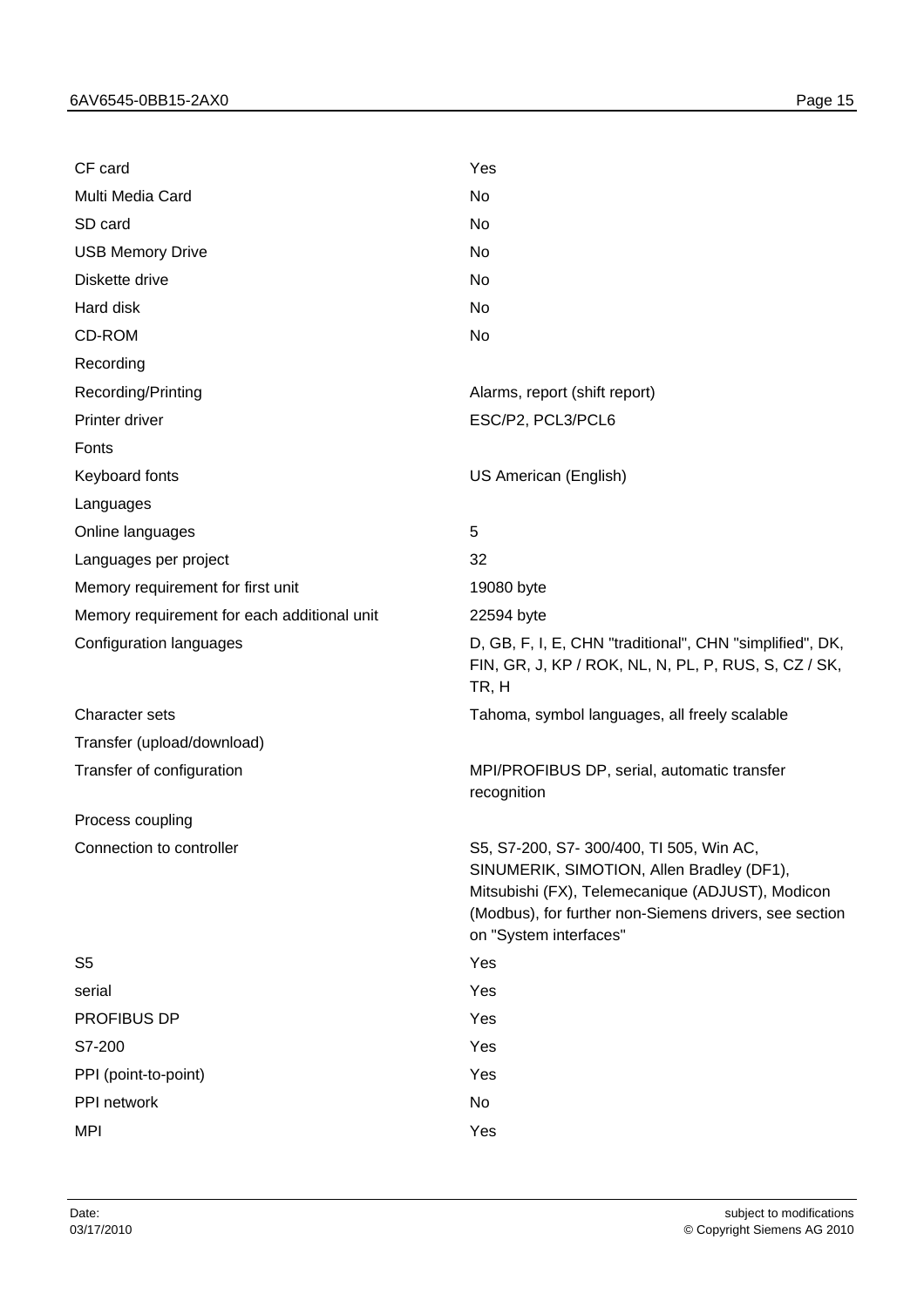| | |
|---|---|
| CF card | Yes |
| Multi Media Card | No |
| SD card | No |
| USB Memory Drive | No |
| Diskette drive | No |
| Hard disk | No |
| CD-ROM | No |
| Recording | |
| Recording/Printing | Alarms, report (shift report) |
| Printer driver | ESC/P2, PCL3/PCL6 |
| Fonts | |
| Keyboard fonts | US American (English) |
| Languages | |
| Online languages | 5 |
| Languages per project | 32 |
| Memory requirement for first unit | 19080 byte |
| Memory requirement for each additional unit | 22594 byte |
| Configuration languages | D, GB, F, I, E, CHN "traditional", CHN "simplified", DK, FIN, GR, J, KP / ROK, NL, N, PL, P, RUS, S, CZ / SK, TR, H |
| Character sets | Tahoma, symbol languages, all freely scalable |
| Transfer (upload/download) | |
| Transfer of configuration | MPI/PROFIBUS DP, serial, automatic transfer recognition |
| Process coupling | |
| Connection to controller | S5, S7-200, S7- 300/400, TI 505, Win AC, SINUMERIK, SIMOTION, Allen Bradley (DF1), Mitsubishi (FX), Telemecanique (ADJUST), Modicon (Modbus), for further non-Siemens drivers, see section on "System interfaces" |
| S5 | Yes |
| serial | Yes |
| PROFIBUS DP | Yes |
| S7-200 | Yes |
| PPI (point-to-point) | Yes |
| PPI network | No |
| MPI | Yes |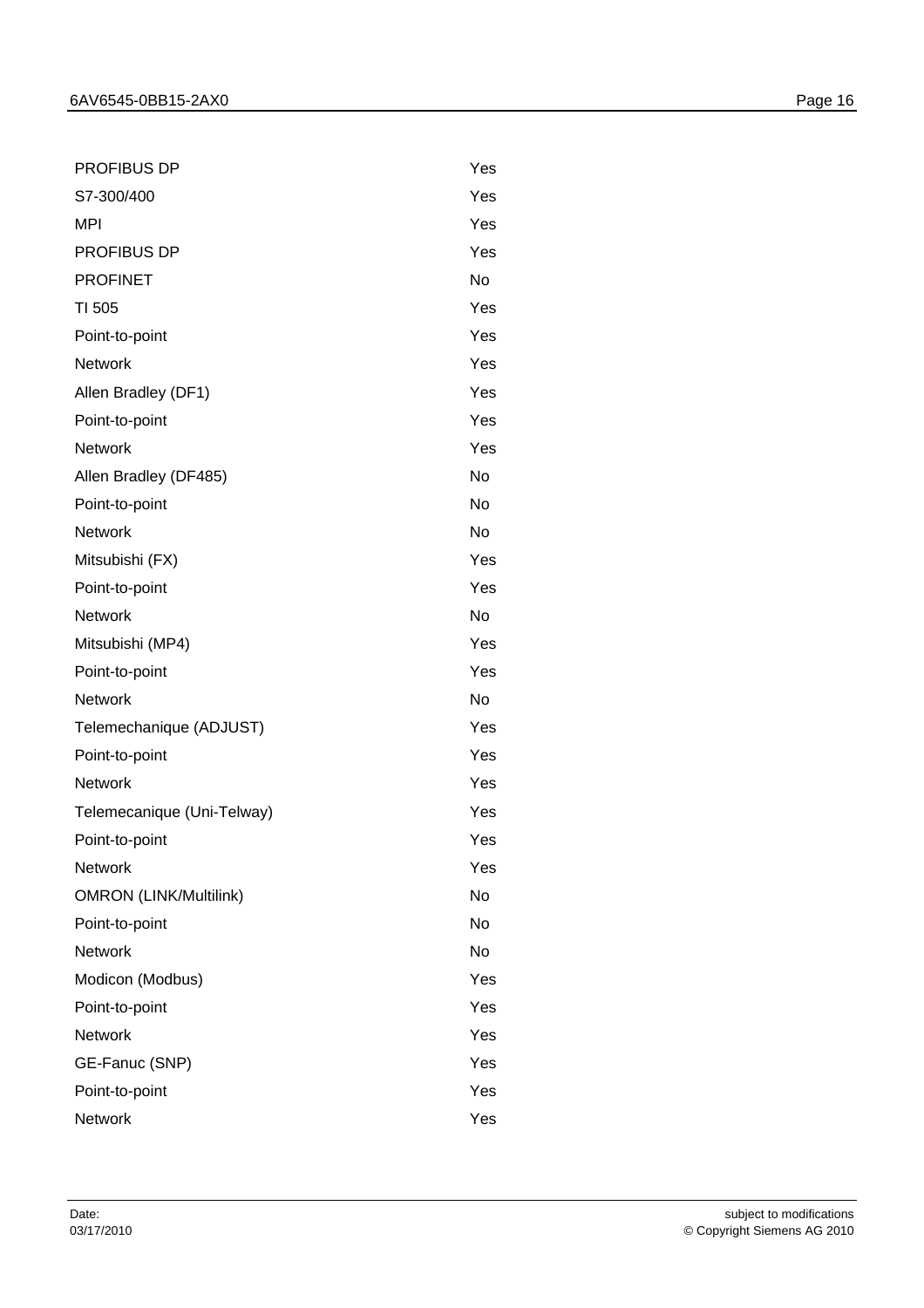| | |
|---|---|
| PROFIBUS DP | Yes |
| S7-300/400 | Yes |
| MPI | Yes |
| PROFIBUS DP | Yes |
| PROFINET | No |
| TI 505 | Yes |
| Point-to-point | Yes |
| Network | Yes |
| Allen Bradley (DF1) | Yes |
| Point-to-point | Yes |
| Network | Yes |
| Allen Bradley (DF485) | No |
| Point-to-point | No |
| Network | No |
| Mitsubishi (FX) | Yes |
| Point-to-point | Yes |
| Network | No |
| Mitsubishi (MP4) | Yes |
| Point-to-point | Yes |
| Network | No |
| Telemechanique (ADJUST) | Yes |
| Point-to-point | Yes |
| Network | Yes |
| Telemecanique (Uni-Telway) | Yes |
| Point-to-point | Yes |
| Network | Yes |
| OMRON (LINK/Multilink) | No |
| Point-to-point | No |
| Network | No |
| Modicon (Modbus) | Yes |
| Point-to-point | Yes |
| Network | Yes |
| GE-Fanuc (SNP) | Yes |
| Point-to-point | Yes |
| Network | Yes |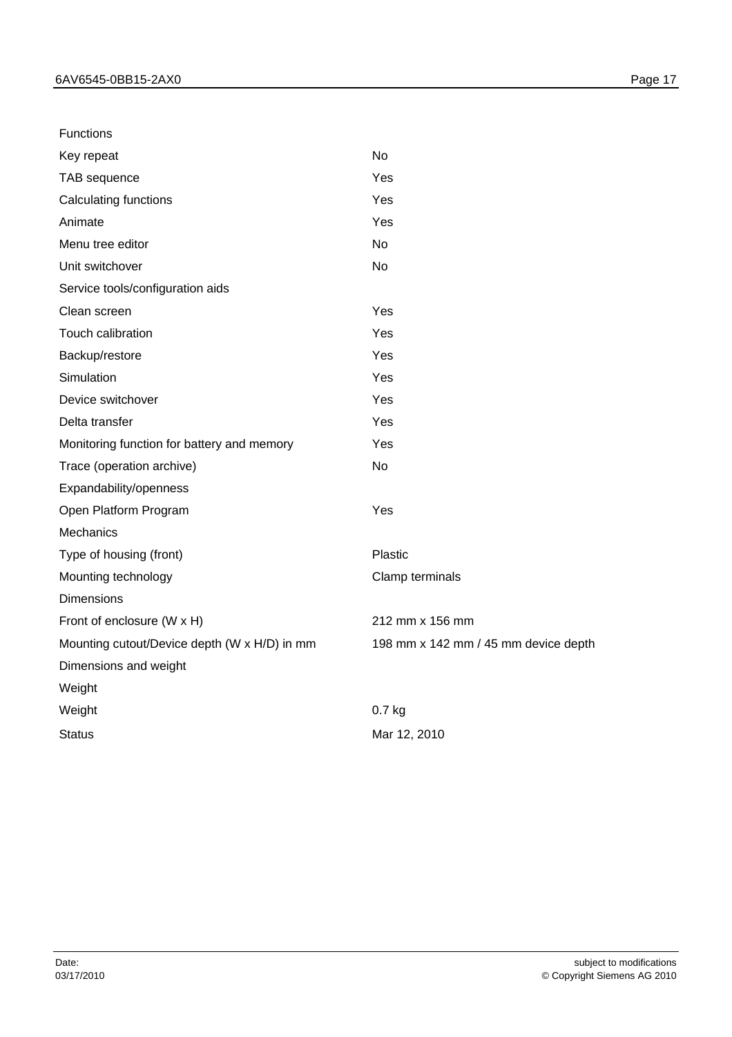| | |
|---|---|
| Functions | |
| Key repeat | No |
| TAB sequence | Yes |
| Calculating functions | Yes |
| Animate | Yes |
| Menu tree editor | No |
| Unit switchover | No |
| Service tools/configuration aids | |
| Clean screen | Yes |
| Touch calibration | Yes |
| Backup/restore | Yes |
| Simulation | Yes |
| Device switchover | Yes |
| Delta transfer | Yes |
| Monitoring function for battery and memory | Yes |
| Trace (operation archive) | No |
| Expandability/openness | |
| Open Platform Program | Yes |
| Mechanics | |
| Type of housing (front) | Plastic |
| Mounting technology | Clamp terminals |
| Dimensions | |
| Front of enclosure (W x H) | 212 mm x 156 mm |
| Mounting cutout/Device depth (W x H/D) in mm | 198 mm x 142 mm / 45 mm device depth |
| Dimensions and weight | |
| Weight | |
| Weight | 0.7 kg |
| Status | Mar 12, 2010 |